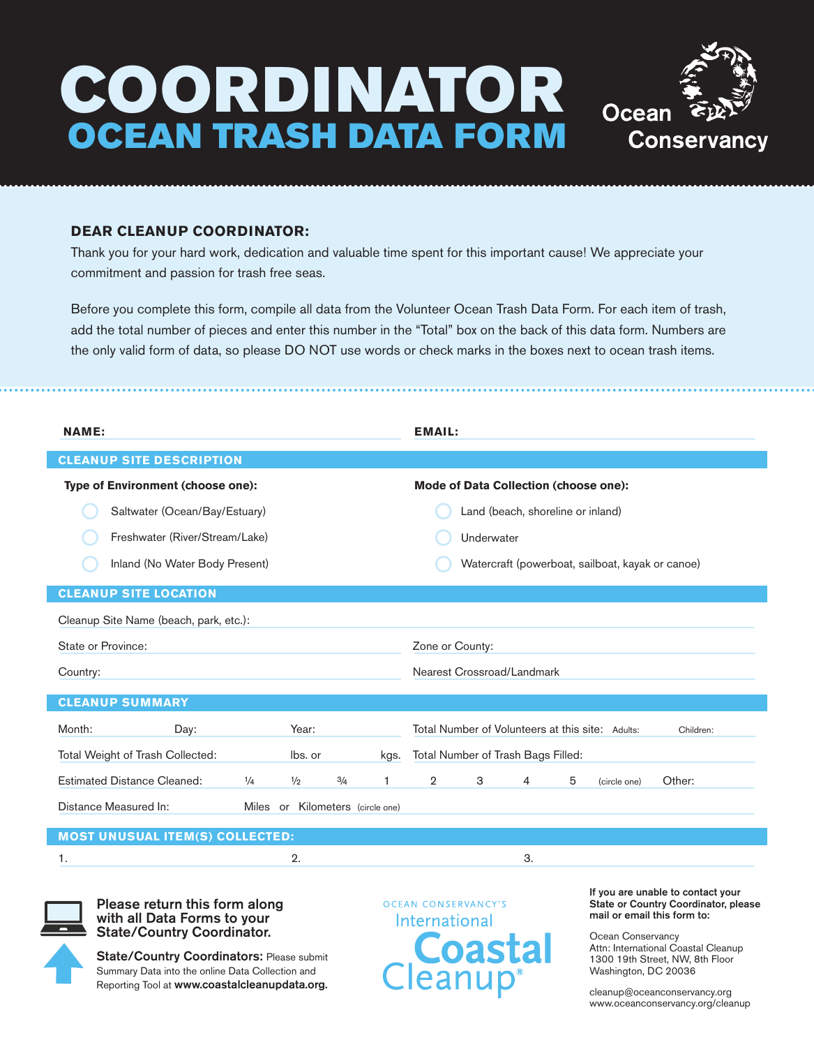# COORDINATOR
## OCEAN TRASH DATA FORM

Ocean Conservancy

**DEAR CLEANUP COORDINATOR:**

Thank you for your hard work, dedication and valuable time spent for this important cause! We appreciate your commitment and passion for trash free seas.

Before you complete this form, compile all data from the Volunteer Ocean Trash Data Form. For each item of trash, add the total number of pieces and enter this number in the "Total" box on the back of this data form. Numbers are the only valid form of data, so please DO NOT use words or check marks in the boxes next to ocean trash items.

**NAME:** 

**EMAIL:** 

### CLEANUP SITE DESCRIPTION

**Type of Environment (choose one):**

- ○ Saltwater (Ocean/Bay/Estuary)
- ○ Freshwater (River/Stream/Lake)
- ○ Inland (No Water Body Present)

**Mode of Data Collection (choose one):**

- ○ Land (beach, shoreline or inland)
- ○ Underwater
- ○ Watercraft (powerboat, sailboat, kayak or canoe)

### CLEANUP SITE LOCATION

Cleanup Site Name (beach, park, etc.):

State or Province:

Zone or County:

Country:

Nearest Crossroad/Landmark

### CLEANUP SUMMARY

Month: Day: Year:

Total Number of Volunteers at this site: Adults: Children:

Total Weight of Trash Collected: lbs. or kgs.

Total Number of Trash Bags Filled:

Estimated Distance Cleaned: ¼ ½ ¾ 1 2 3 4 5 (circle one) Other:

Distance Measured In: Miles or Kilometers (circle one)

### MOST UNUSUAL ITEM(S) COLLECTED:

1. 
2. 
3. 

**Please return this form along with all Data Forms to your State/Country Coordinator.**

**State/Country Coordinators:** Please submit Summary Data into the online Data Collection and Reporting Tool at **www.coastalcleanupdata.org.**

OCEAN CONSERVANCY'S International Coastal Cleanup®

**If you are unable to contact your State or Country Coordinator, please mail or email this form to:**

Ocean Conservancy
Attn: International Coastal Cleanup
1300 19th Street, NW, 8th Floor
Washington, DC 20036

cleanup@oceanconservancy.org
www.oceanconservancy.org/cleanup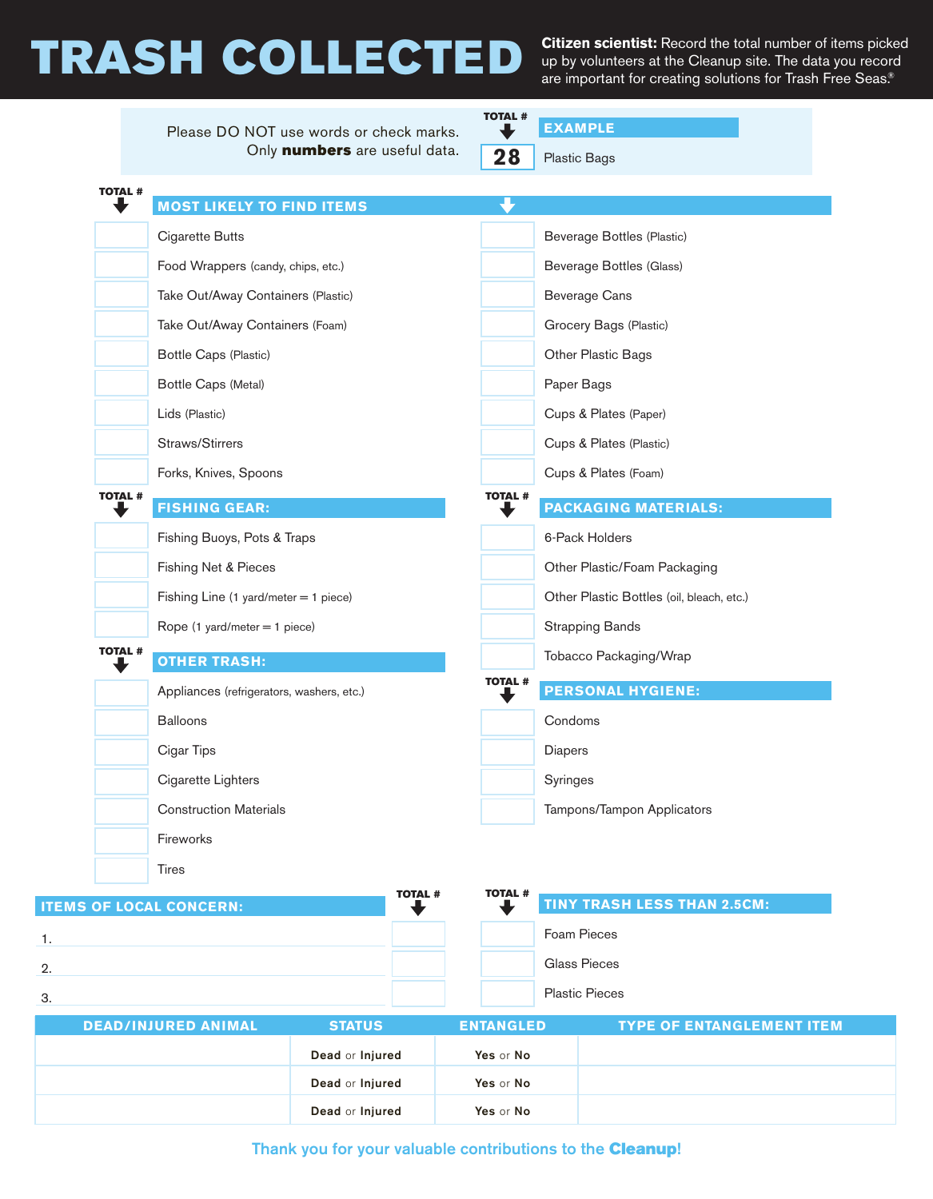# TRASH COLLECTED

**Citizen scientist:** Record the total number of items picked up by volunteers at the Cleanup site. The data you record are important for creating solutions for Trash Free Seas.®

Please DO NOT use words or check marks. Only **numbers** are useful data.

| TOTAL # | EXAMPLE |
|---|---|
| 28 | Plastic Bags |

## MOST LIKELY TO FIND ITEMS

| TOTAL # | Item |
|---|---|
| | Cigarette Butts |
| | Food Wrappers (candy, chips, etc.) |
| | Take Out/Away Containers (Plastic) |
| | Take Out/Away Containers (Foam) |
| | Bottle Caps (Plastic) |
| | Bottle Caps (Metal) |
| | Lids (Plastic) |
| | Straws/Stirrers |
| | Forks, Knives, Spoons |
| | Beverage Bottles (Plastic) |
| | Beverage Bottles (Glass) |
| | Beverage Cans |
| | Grocery Bags (Plastic) |
| | Other Plastic Bags |
| | Paper Bags |
| | Cups & Plates (Paper) |
| | Cups & Plates (Plastic) |
| | Cups & Plates (Foam) |

## FISHING GEAR:

| TOTAL # | Item |
|---|---|
| | Fishing Buoys, Pots & Traps |
| | Fishing Net & Pieces |
| | Fishing Line (1 yard/meter = 1 piece) |
| | Rope (1 yard/meter = 1 piece) |

## PACKAGING MATERIALS:

| TOTAL # | Item |
|---|---|
| | 6-Pack Holders |
| | Other Plastic/Foam Packaging |
| | Other Plastic Bottles (oil, bleach, etc.) |
| | Strapping Bands |
| | Tobacco Packaging/Wrap |

## OTHER TRASH:

| TOTAL # | Item |
|---|---|
| | Appliances (refrigerators, washers, etc.) |
| | Balloons |
| | Cigar Tips |
| | Cigarette Lighters |
| | Construction Materials |
| | Fireworks |
| | Tires |

## PERSONAL HYGIENE:

| TOTAL # | Item |
|---|---|
| | Condoms |
| | Diapers |
| | Syringes |
| | Tampons/Tampon Applicators |

## ITEMS OF LOCAL CONCERN:

| Item | TOTAL # |
|---|---|
| 1. | |
| 2. | |
| 3. | |

## TINY TRASH LESS THAN 2.5CM:

| TOTAL # | Item |
|---|---|
| | Foam Pieces |
| | Glass Pieces |
| | Plastic Pieces |

| DEAD/INJURED ANIMAL | STATUS | ENTANGLED | TYPE OF ENTANGLEMENT ITEM |
|---|---|---|---|
| | **Dead** or **Injured** | **Yes** or **No** | |
| | **Dead** or **Injured** | **Yes** or **No** | |
| | **Dead** or **Injured** | **Yes** or **No** | |

Thank you for your valuable contributions to the **Cleanup**!